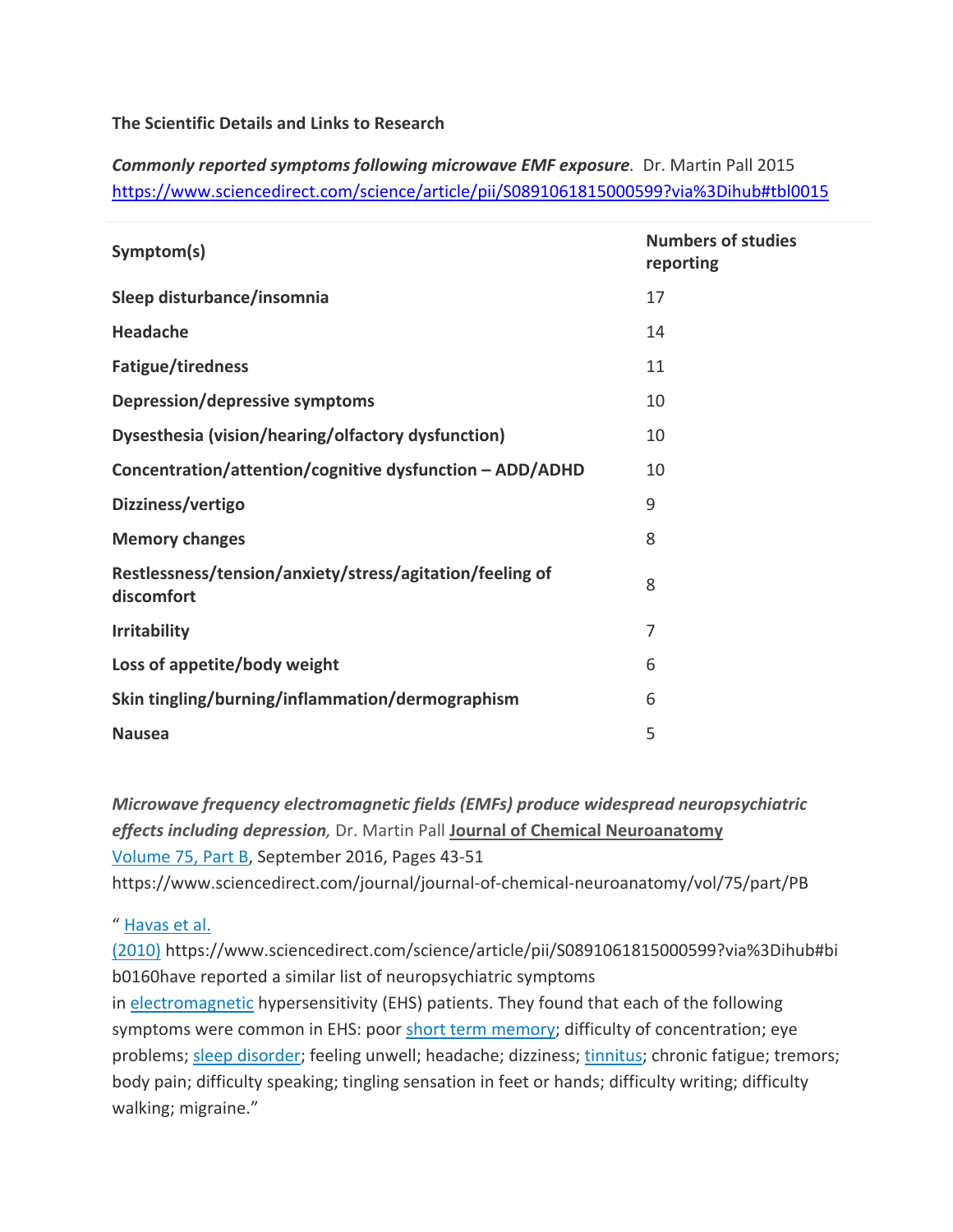**The Scientific Details and Links to Research**

***Commonly reported symptoms following microwave EMF exposure*.** Dr. Martin Pall 2015
https://www.sciencedirect.com/science/article/pii/S0891061815000599?via%3Dihub#tbl0015

| Symptom(s) | Numbers of studies reporting |
|---|---|
| **Sleep disturbance/insomnia** | 17 |
| **Headache** | 14 |
| **Fatigue/tiredness** | 11 |
| **Depression/depressive symptoms** | 10 |
| **Dysesthesia (vision/hearing/olfactory dysfunction)** | 10 |
| **Concentration/attention/cognitive dysfunction – ADD/ADHD** | 10 |
| **Dizziness/vertigo** | 9 |
| **Memory changes** | 8 |
| **Restlessness/tension/anxiety/stress/agitation/feeling of discomfort** | 8 |
| **Irritability** | 7 |
| **Loss of appetite/body weight** | 6 |
| **Skin tingling/burning/inflammation/dermographism** | 6 |
| **Nausea** | 5 |

***Microwave frequency electromagnetic fields (EMFs) produce widespread neuropsychiatric effects including depression*,** Dr. Martin Pall **Journal of Chemical Neuroanatomy**
Volume 75, Part B, September 2016, Pages 43-51
https://www.sciencedirect.com/journal/journal-of-chemical-neuroanatomy/vol/75/part/PB

" Havas et al. (2010) https://www.sciencedirect.com/science/article/pii/S0891061815000599?via%3Dihub#bib0160have reported a similar list of neuropsychiatric symptoms in electromagnetic hypersensitivity (EHS) patients. They found that each of the following symptoms were common in EHS: poor short term memory; difficulty of concentration; eye problems; sleep disorder; feeling unwell; headache; dizziness; tinnitus; chronic fatigue; tremors; body pain; difficulty speaking; tingling sensation in feet or hands; difficulty writing; difficulty walking; migraine."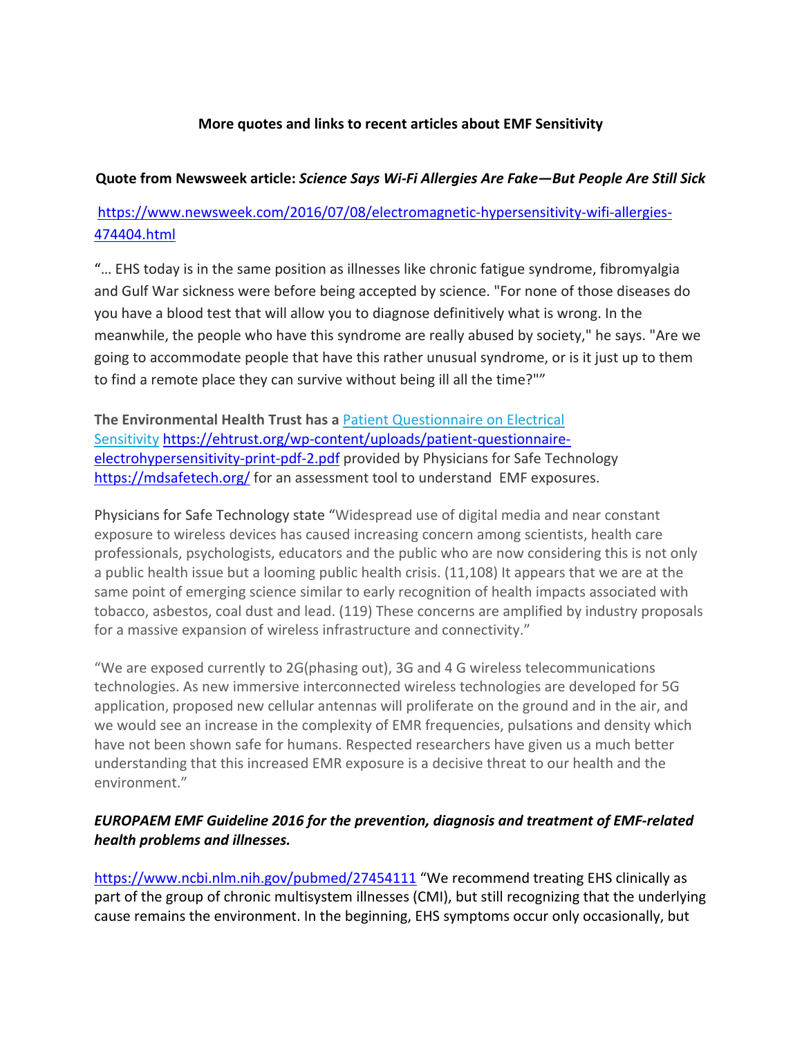**More quotes and links to recent articles about EMF Sensitivity**

**Quote from Newsweek article: *Science Says Wi-Fi Allergies Are Fake—But People Are Still Sick***

https://www.newsweek.com/2016/07/08/electromagnetic-hypersensitivity-wifi-allergies-474404.html

"… EHS today is in the same position as illnesses like chronic fatigue syndrome, fibromyalgia and Gulf War sickness were before being accepted by science. "For none of those diseases do you have a blood test that will allow you to diagnose definitively what is wrong. In the meanwhile, the people who have this syndrome are really abused by society," he says. "Are we going to accommodate people that have this rather unusual syndrome, or is it just up to them to find a remote place they can survive without being ill all the time?""

**The Environmental Health Trust has a** Patient Questionnaire on Electrical Sensitivity https://ehtrust.org/wp-content/uploads/patient-questionnaire-electrohypersensitivity-print-pdf-2.pdf provided by Physicians for Safe Technology https://mdsafetech.org/ for an assessment tool to understand EMF exposures.

Physicians for Safe Technology state "Widespread use of digital media and near constant exposure to wireless devices has caused increasing concern among scientists, health care professionals, psychologists, educators and the public who are now considering this is not only a public health issue but a looming public health crisis. (11,108) It appears that we are at the same point of emerging science similar to early recognition of health impacts associated with tobacco, asbestos, coal dust and lead. (119) These concerns are amplified by industry proposals for a massive expansion of wireless infrastructure and connectivity."

"We are exposed currently to 2G(phasing out), 3G and 4 G wireless telecommunications technologies. As new immersive interconnected wireless technologies are developed for 5G application, proposed new cellular antennas will proliferate on the ground and in the air, and we would see an increase in the complexity of EMR frequencies, pulsations and density which have not been shown safe for humans. Respected researchers have given us a much better understanding that this increased EMR exposure is a decisive threat to our health and the environment."

***EUROPAEM EMF Guideline 2016 for the prevention, diagnosis and treatment of EMF-related health problems and illnesses.***

https://www.ncbi.nlm.nih.gov/pubmed/27454111 "We recommend treating EHS clinically as part of the group of chronic multisystem illnesses (CMI), but still recognizing that the underlying cause remains the environment. In the beginning, EHS symptoms occur only occasionally, but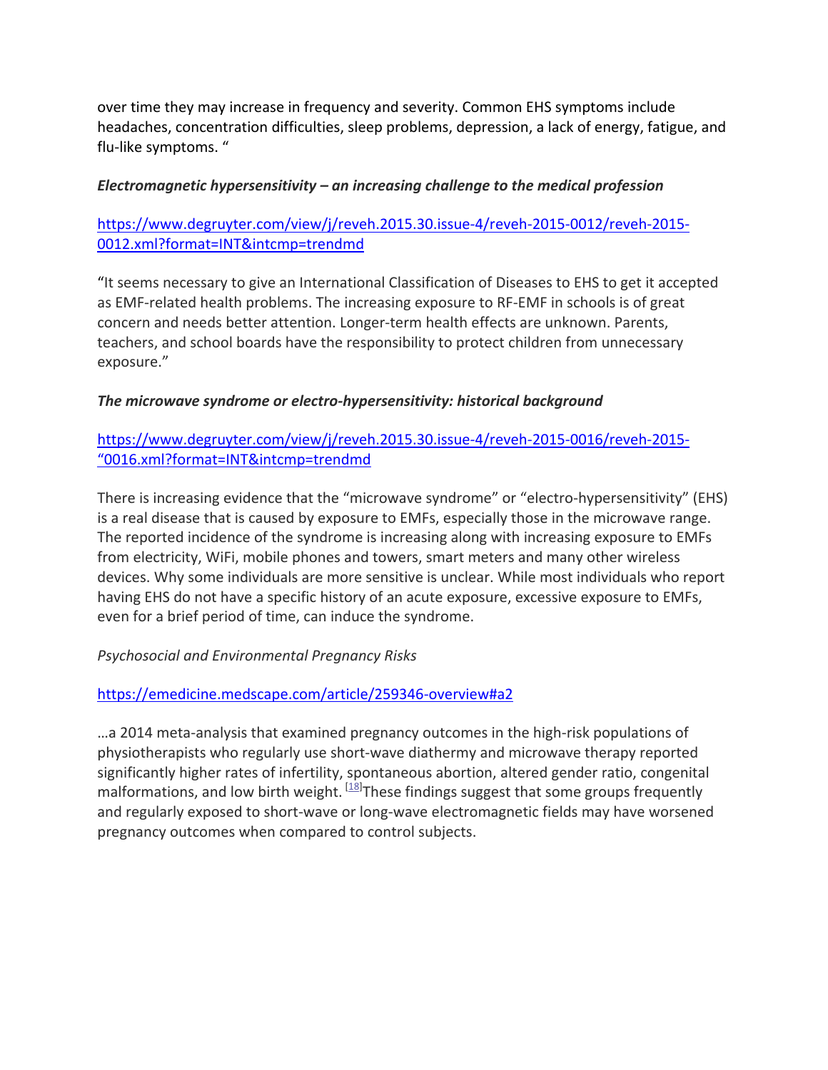over time they may increase in frequency and severity. Common EHS symptoms include headaches, concentration difficulties, sleep problems, depression, a lack of energy, fatigue, and flu-like symptoms. "

***Electromagnetic hypersensitivity – an increasing challenge to the medical profession***

https://www.degruyter.com/view/j/reveh.2015.30.issue-4/reveh-2015-0012/reveh-2015-0012.xml?format=INT&intcmp=trendmd

"It seems necessary to give an International Classification of Diseases to EHS to get it accepted as EMF-related health problems. The increasing exposure to RF-EMF in schools is of great concern and needs better attention. Longer-term health effects are unknown. Parents, teachers, and school boards have the responsibility to protect children from unnecessary exposure."

***The microwave syndrome or electro-hypersensitivity: historical background***

https://www.degruyter.com/view/j/reveh.2015.30.issue-4/reveh-2015-0016/reveh-2015-"0016.xml?format=INT&intcmp=trendmd

There is increasing evidence that the "microwave syndrome" or "electro-hypersensitivity" (EHS) is a real disease that is caused by exposure to EMFs, especially those in the microwave range. The reported incidence of the syndrome is increasing along with increasing exposure to EMFs from electricity, WiFi, mobile phones and towers, smart meters and many other wireless devices. Why some individuals are more sensitive is unclear. While most individuals who report having EHS do not have a specific history of an acute exposure, excessive exposure to EMFs, even for a brief period of time, can induce the syndrome.

*Psychosocial and Environmental Pregnancy Risks*

https://emedicine.medscape.com/article/259346-overview#a2

…a 2014 meta-analysis that examined pregnancy outcomes in the high-risk populations of physiotherapists who regularly use short-wave diathermy and microwave therapy reported significantly higher rates of infertility, spontaneous abortion, altered gender ratio, congenital malformations, and low birth weight. [18]These findings suggest that some groups frequently and regularly exposed to short-wave or long-wave electromagnetic fields may have worsened pregnancy outcomes when compared to control subjects.